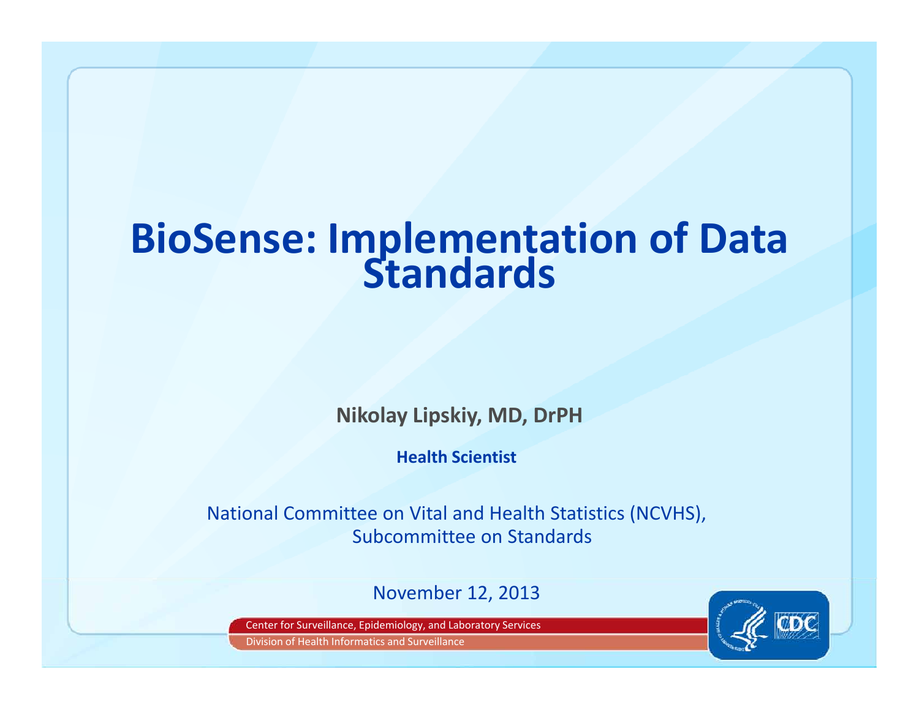# BioSense: Implementation of Data Standards

**Nikolay Lipskiy, MD, DrPH**

**Health Scientist**

National Committee on Vital and Health Statistics (NCVHS), Subcommittee on Standards

November 12, 2013

Center for Surveillance, Epidemiology, and Laboratory Services

Division of Health Informatics and Surveillance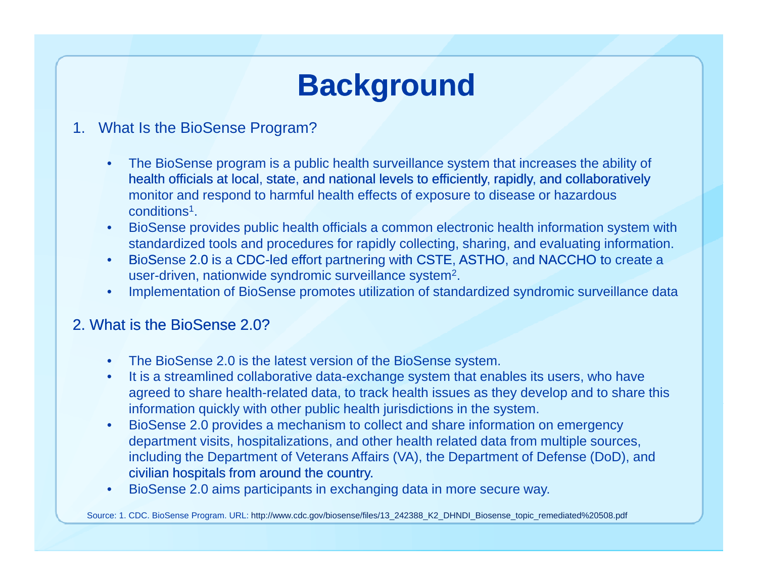# Background

1. What Is the BioSense Program?

   - The BioSense program is a public health surveillance system that increases the ability of health officials at local, state, and national levels to efficiently, rapidly, and collaboratively monitor and respond to harmful health effects of exposure to disease or hazardous conditions[1].
   - BioSense provides public health officials a common electronic health information system with standardized tools and procedures for rapidly collecting, sharing, and evaluating information.
   - BioSense 2.0 is a CDC-led effort partnering with CSTE, ASTHO, and NACCHO to create a user-driven, nationwide syndromic surveillance system[2].
   - Implementation of BioSense promotes utilization of standardized syndromic surveillance data

2. What is the BioSense 2.0?

   - The BioSense 2.0 is the latest version of the BioSense system.
   - It is a streamlined collaborative data-exchange system that enables its users, who have agreed to share health-related data, to track health issues as they develop and to share this information quickly with other public health jurisdictions in the system.
   - BioSense 2.0 provides a mechanism to collect and share information on emergency department visits, hospitalizations, and other health related data from multiple sources, including the Department of Veterans Affairs (VA), the Department of Defense (DoD), and civilian hospitals from around the country.
   - BioSense 2.0 aims participants in exchanging data in more secure way.

Source: 1. CDC. BioSense Program. URL: http://www.cdc.gov/biosense/files/13_242388_K2_DHNDI_Biosense_topic_remediated%20508.pdf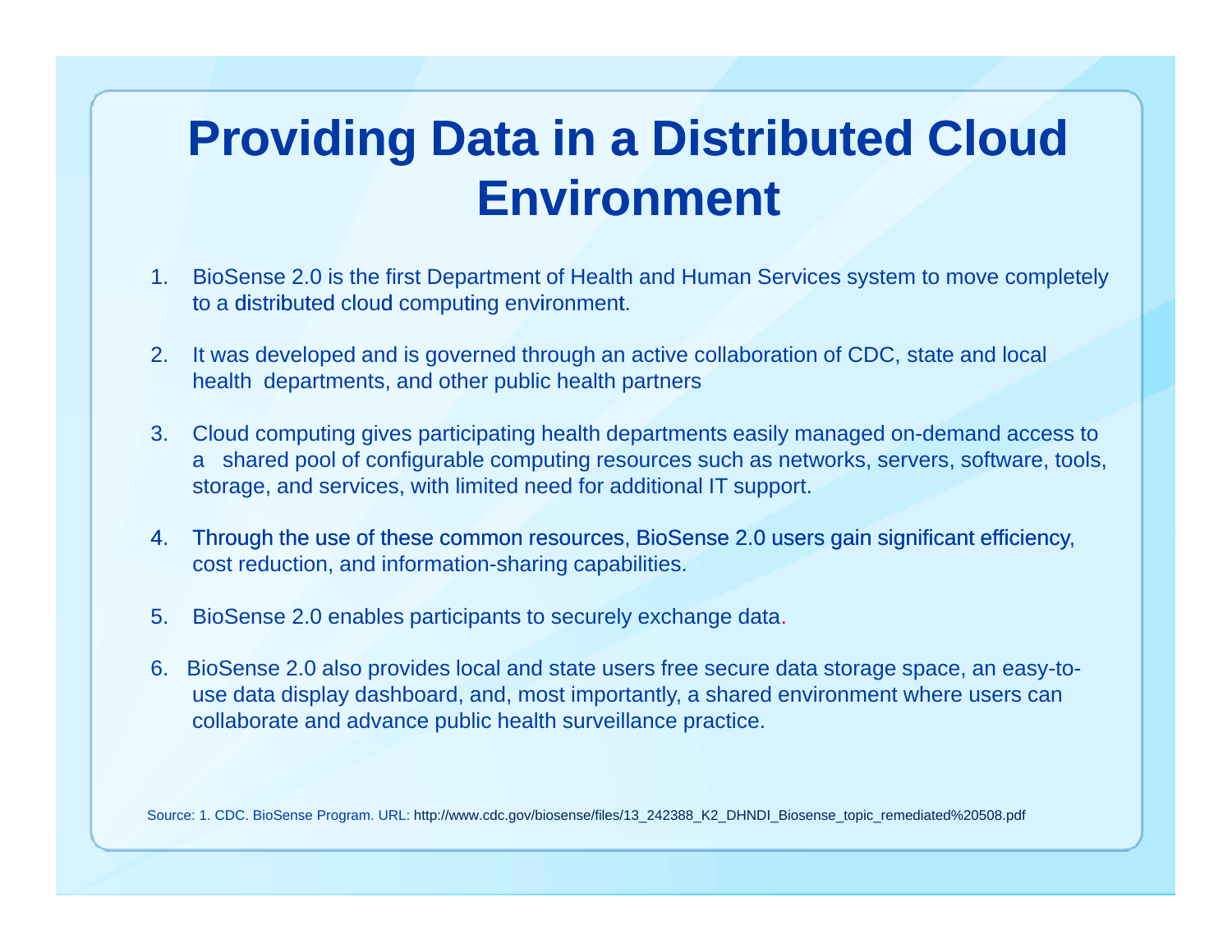# Providing Data in a Distributed Cloud Environment

1. BioSense 2.0 is the first Department of Health and Human Services system to move completely to a distributed cloud computing environment.

2. It was developed and is governed through an active collaboration of CDC, state and local health departments, and other public health partners

3. Cloud computing gives participating health departments easily managed on-demand access to a shared pool of configurable computing resources such as networks, servers, software, tools, storage, and services, with limited need for additional IT support.

4. Through the use of these common resources, BioSense 2.0 users gain significant efficiency, cost reduction, and information-sharing capabilities.

5. BioSense 2.0 enables participants to securely exchange data.

6. BioSense 2.0 also provides local and state users free secure data storage space, an easy-to-use data display dashboard, and, most importantly, a shared environment where users can collaborate and advance public health surveillance practice.

Source: 1. CDC. BioSense Program. URL: http://www.cdc.gov/biosense/files/13_242388_K2_DHNDI_Biosense_topic_remediated%20508.pdf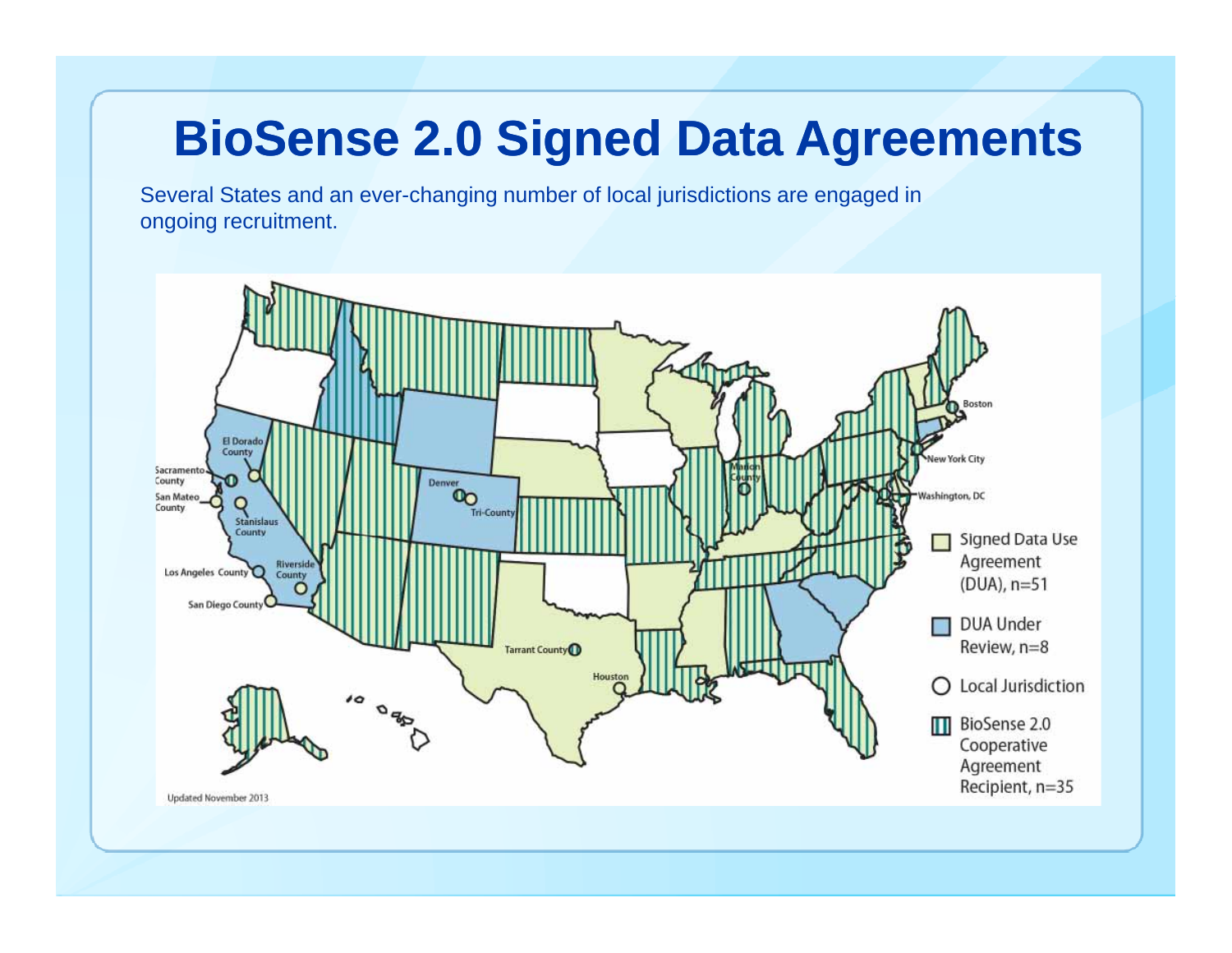# BioSense 2.0 Signed Data Agreements

Several States and an ever-changing number of local jurisdictions are engaged in ongoing recruitment.

Signed Data Use Agreement (DUA), n=51

DUA Under Review, n=8

Local Jurisdiction

BioSense 2.0 Cooperative Agreement Recipient, n=35

El Dorado County, Sacramento County, San Mateo County, Stanislaus County, Los Angeles County, Riverside County, San Diego County, Denver, Tri-County, Tarrant County, Houston, Marion County, Boston, New York City, Washington, DC

Updated November 2013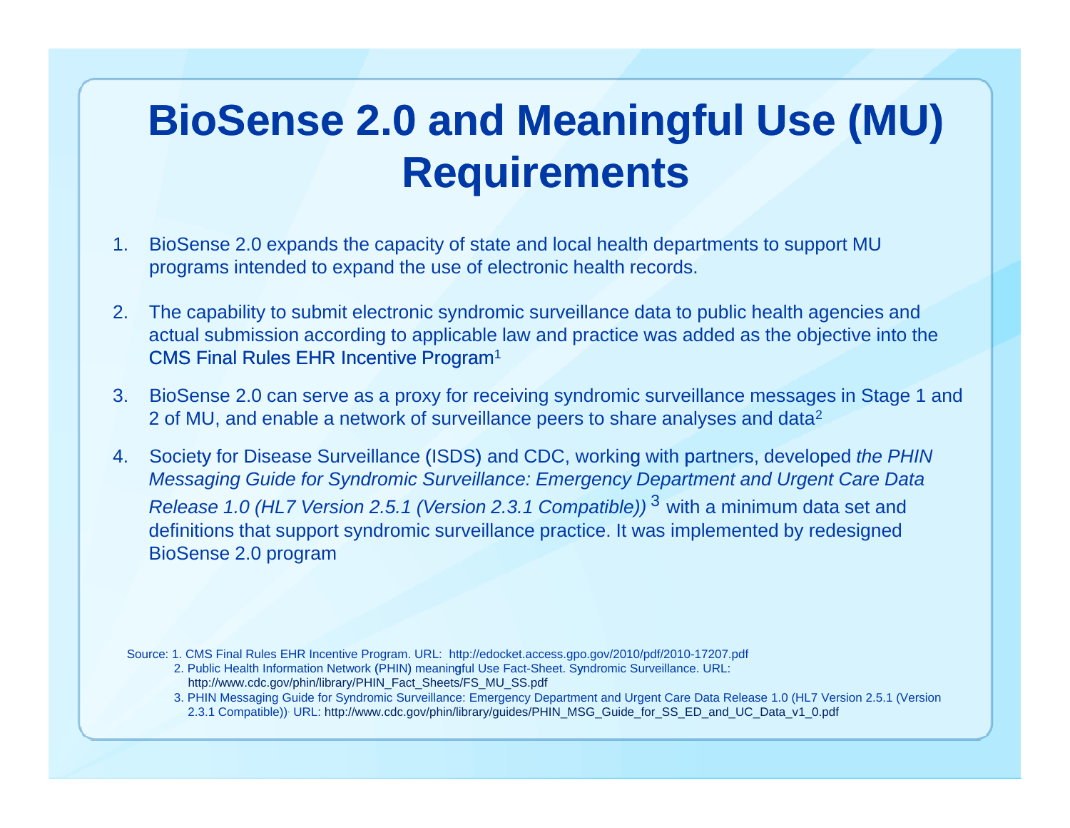# BioSense 2.0 and Meaningful Use (MU) Requirements

1. BioSense 2.0 expands the capacity of state and local health departments to support MU programs intended to expand the use of electronic health records.

2. The capability to submit electronic syndromic surveillance data to public health agencies and actual submission according to applicable law and practice was added as the objective into the CMS Final Rules EHR Incentive Program[1]

3. BioSense 2.0 can serve as a proxy for receiving syndromic surveillance messages in Stage 1 and 2 of MU, and enable a network of surveillance peers to share analyses and data[2]

4. Society for Disease Surveillance (ISDS) and CDC, working with partners, developed *the PHIN Messaging Guide for Syndromic Surveillance: Emergency Department and Urgent Care Data Release 1.0 (HL7 Version 2.5.1 (Version 2.3.1 Compatible))* [3] with a minimum data set and definitions that support syndromic surveillance practice. It was implemented by redesigned BioSense 2.0 program

Source: 1. CMS Final Rules EHR Incentive Program. URL: http://edocket.access.gpo.gov/2010/pdf/2010-17207.pdf

2. Public Health Information Network (PHIN) meaningful Use Fact-Sheet. Syndromic Surveillance. URL: http://www.cdc.gov/phin/library/PHIN_Fact_Sheets/FS_MU_SS.pdf

3. PHIN Messaging Guide for Syndromic Surveillance: Emergency Department and Urgent Care Data Release 1.0 (HL7 Version 2.5.1 (Version 2.3.1 Compatible)). URL: http://www.cdc.gov/phin/library/guides/PHIN_MSG_Guide_for_SS_ED_and_UC_Data_v1_0.pdf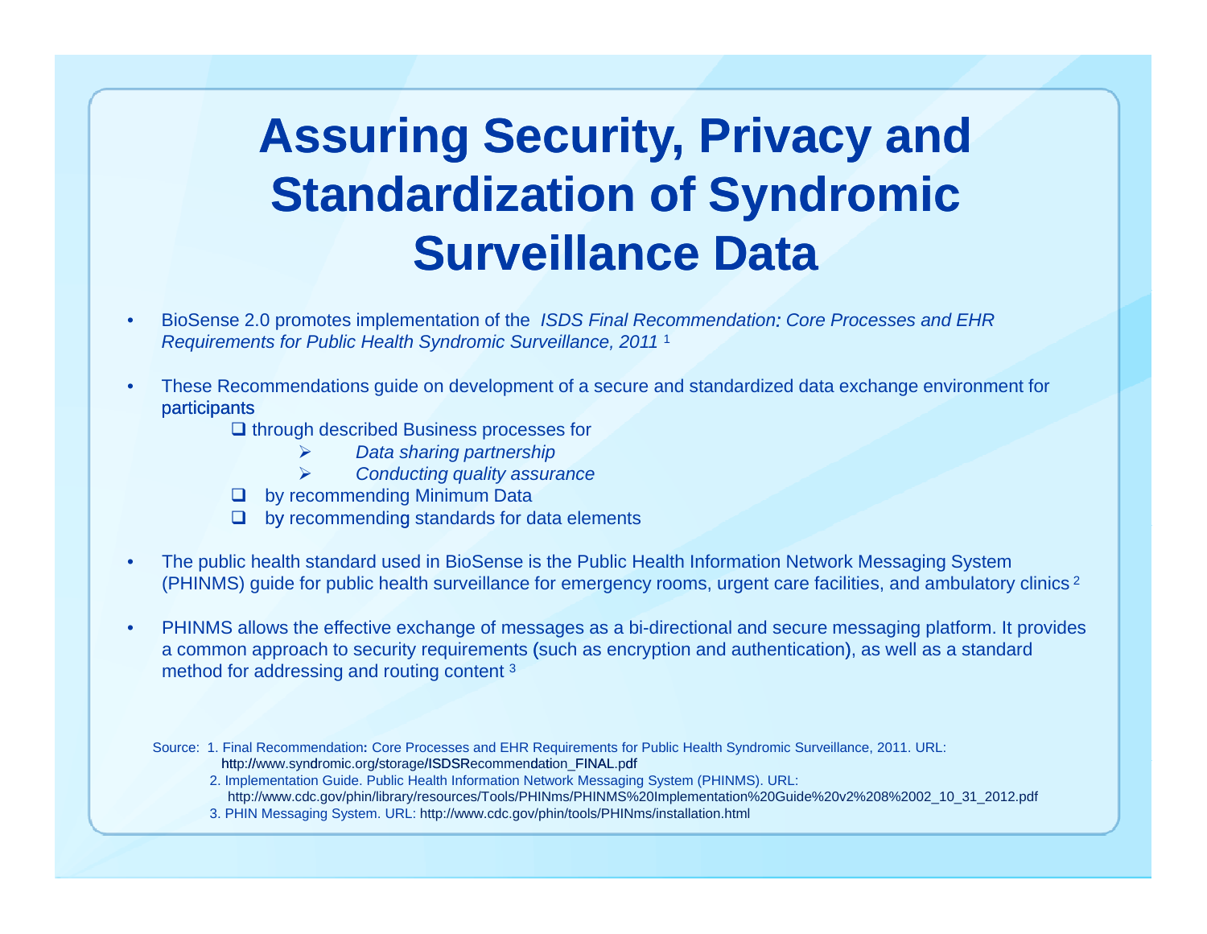# Assuring Security, Privacy and Standardization of Syndromic Surveillance Data

- BioSense 2.0 promotes implementation of the *ISDS Final Recommendation: Core Processes and EHR Requirements for Public Health Syndromic Surveillance, 2011* [1]
- These Recommendations guide on development of a secure and standardized data exchange environment for participants
  - through described Business processes for
    - *Data sharing partnership*
    - *Conducting quality assurance*
  - by recommending Minimum Data
  - by recommending standards for data elements
- The public health standard used in BioSense is the Public Health Information Network Messaging System (PHINMS) guide for public health surveillance for emergency rooms, urgent care facilities, and ambulatory clinics [2]
- PHINMS allows the effective exchange of messages as a bi-directional and secure messaging platform. It provides a common approach to security requirements (such as encryption and authentication), as well as a standard method for addressing and routing content [3]

Source: 1. Final Recommendation: Core Processes and EHR Requirements for Public Health Syndromic Surveillance, 2011. URL: http://www.syndromic.org/storage/ISDSRecommendation_FINAL.pdf
2. Implementation Guide. Public Health Information Network Messaging System (PHINMS). URL: http://www.cdc.gov/phin/library/resources/Tools/PHINms/PHINMS%20Implementation%20Guide%20v2%208%2002_10_31_2012.pdf
3. PHIN Messaging System. URL: http://www.cdc.gov/phin/tools/PHINms/installation.html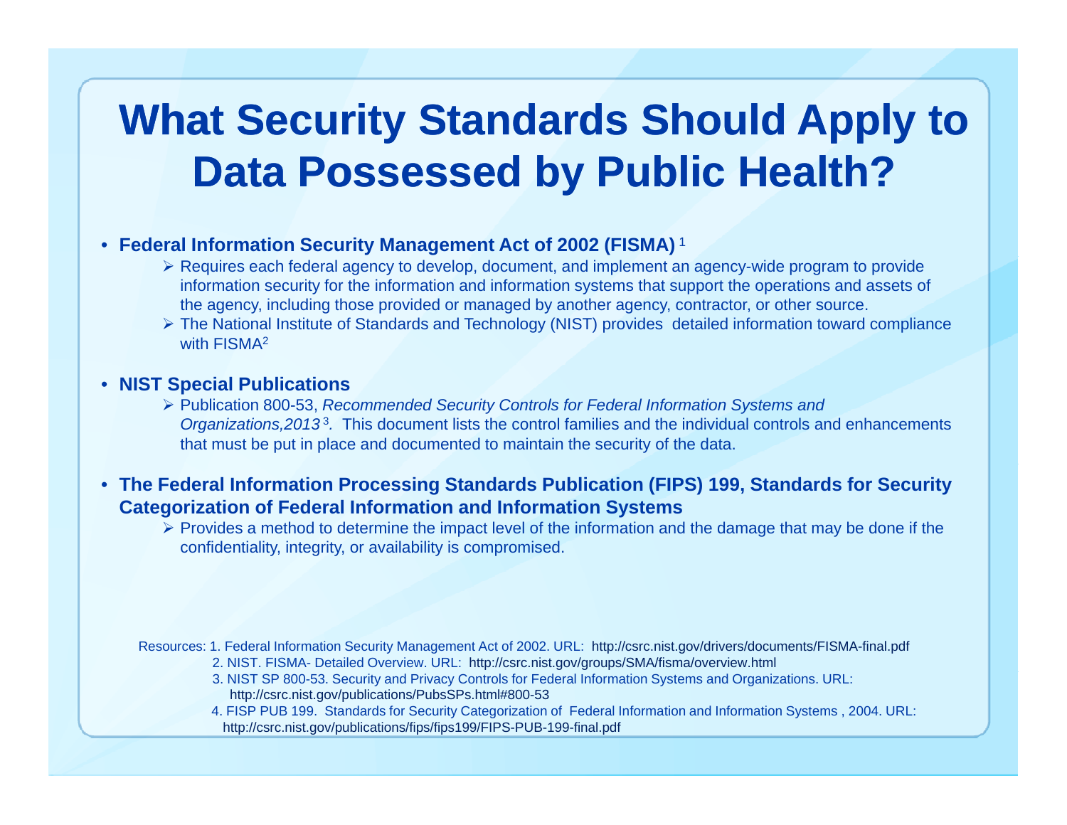# What Security Standards Should Apply to Data Possessed by Public Health?

- **Federal Information Security Management Act of 2002 (FISMA)** [1]
  - Requires each federal agency to develop, document, and implement an agency-wide program to provide information security for the information and information systems that support the operations and assets of the agency, including those provided or managed by another agency, contractor, or other source.
  - The National Institute of Standards and Technology (NIST) provides detailed information toward compliance with FISMA[2]

- **NIST Special Publications**
  - Publication 800-53, *Recommended Security Controls for Federal Information Systems and Organizations,2013* [3]*.* This document lists the control families and the individual controls and enhancements that must be put in place and documented to maintain the security of the data.

- **The Federal Information Processing Standards Publication (FIPS) 199, Standards for Security Categorization of Federal Information and Information Systems**
  - Provides a method to determine the impact level of the information and the damage that may be done if the confidentiality, integrity, or availability is compromised.

Resources: 1. Federal Information Security Management Act of 2002. URL: http://csrc.nist.gov/drivers/documents/FISMA-final.pdf
2. NIST. FISMA- Detailed Overview. URL: http://csrc.nist.gov/groups/SMA/fisma/overview.html
3. NIST SP 800-53. Security and Privacy Controls for Federal Information Systems and Organizations. URL: http://csrc.nist.gov/publications/PubsSPs.html#800-53
4. FISP PUB 199. Standards for Security Categorization of Federal Information and Information Systems , 2004. URL: http://csrc.nist.gov/publications/fips/fips199/FIPS-PUB-199-final.pdf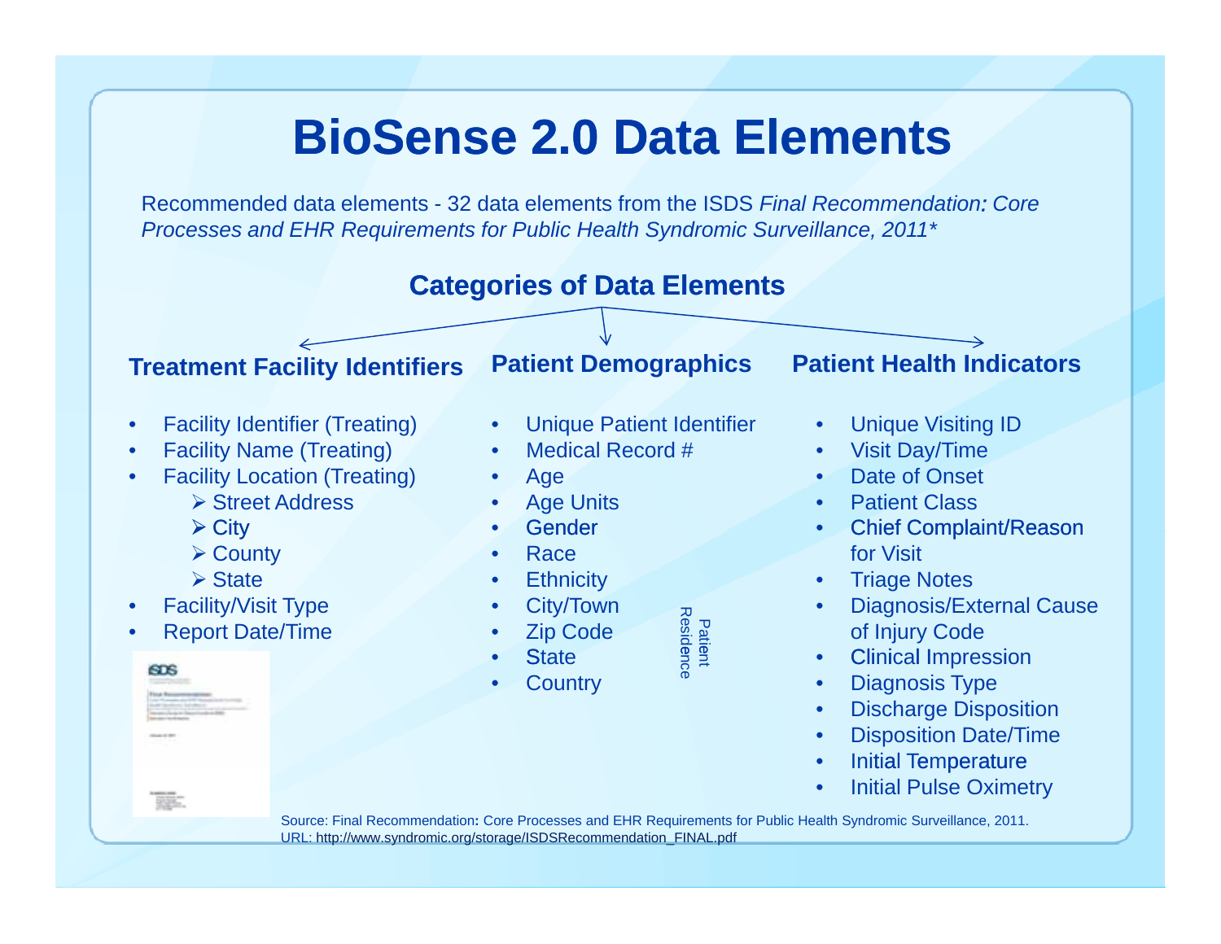# BioSense 2.0 Data Elements

Recommended data elements - 32 data elements from the ISDS *Final Recommendation: Core Processes and EHR Requirements for Public Health Syndromic Surveillance, 2011**

## Categories of Data Elements

### Treatment Facility Identifiers

- Facility Identifier (Treating)
- Facility Name (Treating)
- Facility Location (Treating)
  - Street Address
  - City
  - County
  - State
- Facility/Visit Type
- Report Date/Time

### Patient Demographics

- Unique Patient Identifier
- Medical Record #
- Age
- Age Units
- Gender
- Race
- Ethnicity
- City/Town
- Zip Code
- State
- Country

Patient Residence

### Patient Health Indicators

- Unique Visiting ID
- Visit Day/Time
- Date of Onset
- Patient Class
- Chief Complaint/Reason for Visit
- Triage Notes
- Diagnosis/External Cause of Injury Code
- Clinical Impression
- Diagnosis Type
- Discharge Disposition
- Disposition Date/Time
- Initial Temperature
- Initial Pulse Oximetry

Source: Final Recommendation: Core Processes and EHR Requirements for Public Health Syndromic Surveillance, 2011.
URL: http://www.syndromic.org/storage/ISDSRecommendation_FINAL.pdf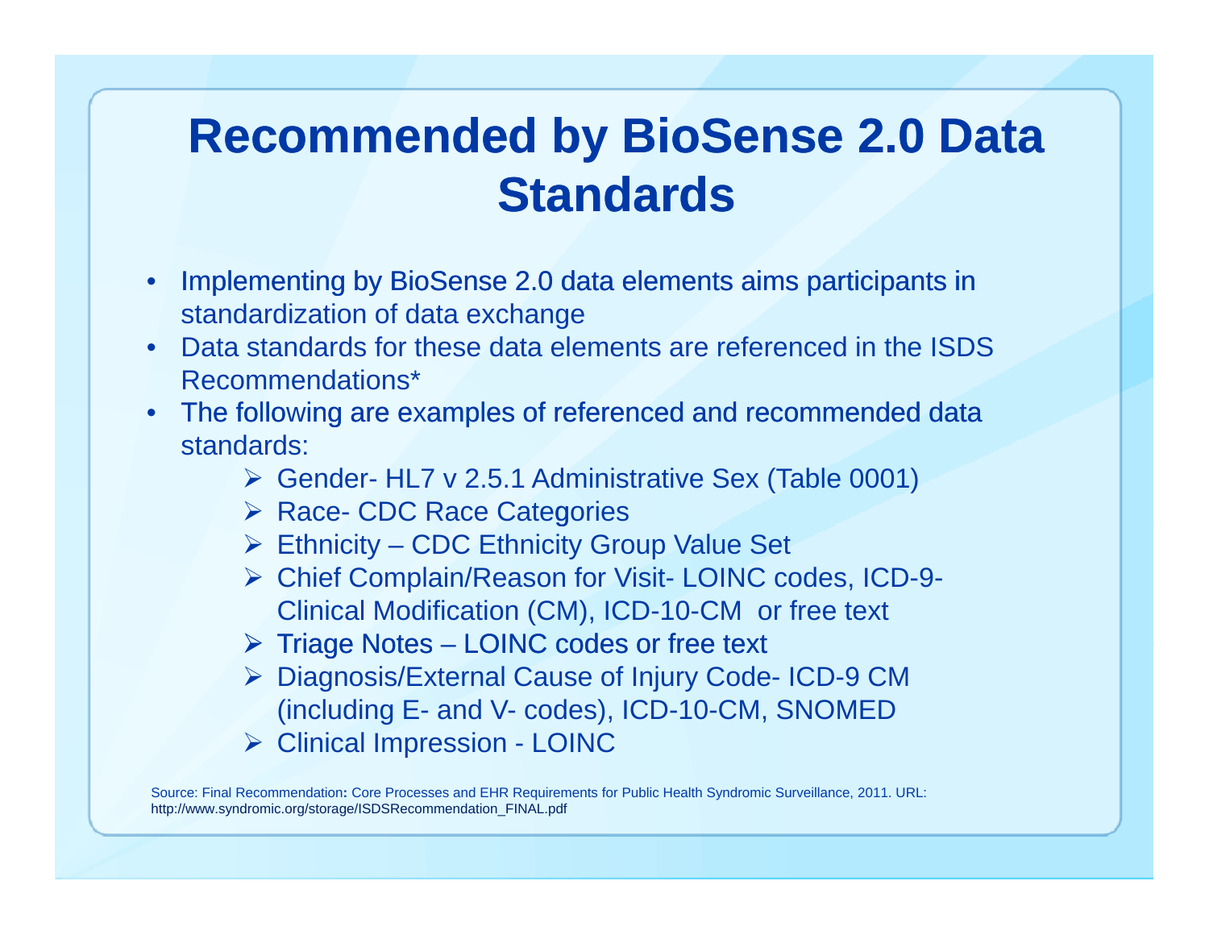# Recommended by BioSense 2.0 Data Standards

- Implementing by BioSense 2.0 data elements aims participants in standardization of data exchange
- Data standards for these data elements are referenced in the ISDS Recommendations*
- The following are examples of referenced and recommended data standards:
  - Gender- HL7 v 2.5.1 Administrative Sex (Table 0001)
  - Race- CDC Race Categories
  - Ethnicity – CDC Ethnicity Group Value Set
  - Chief Complain/Reason for Visit- LOINC codes, ICD-9-Clinical Modification (CM), ICD-10-CM or free text
  - Triage Notes – LOINC codes or free text
  - Diagnosis/External Cause of Injury Code- ICD-9 CM (including E- and V- codes), ICD-10-CM, SNOMED
  - Clinical Impression - LOINC

Source: Final Recommendation: Core Processes and EHR Requirements for Public Health Syndromic Surveillance, 2011. URL: http://www.syndromic.org/storage/ISDSRecommendation_FINAL.pdf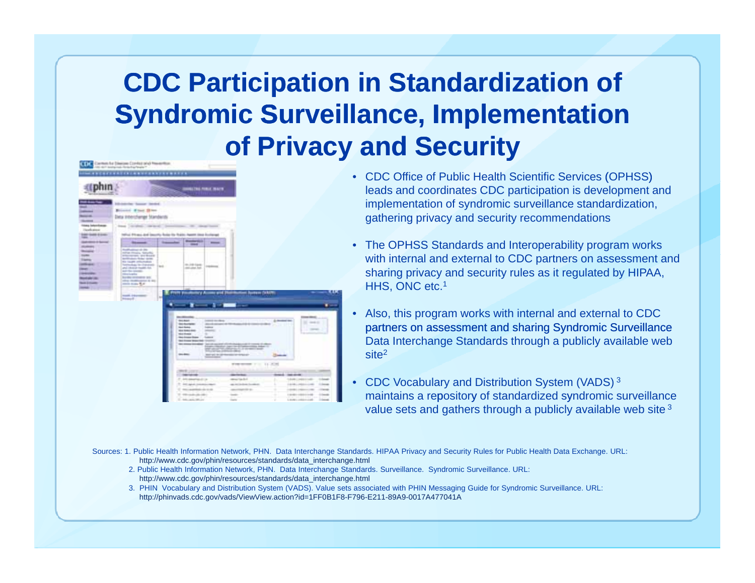# CDC Participation in Standardization of Syndromic Surveillance, Implementation of Privacy and Security

- CDC Office of Public Health Scientific Services (OPHSS) leads and coordinates CDC participation is development and implementation of syndromic surveillance standardization, gathering privacy and security recommendations
- The OPHSS Standards and Interoperability program works with internal and external to CDC partners on assessment and sharing privacy and security rules as it regulated by HIPAA, HHS, ONC etc.[1]
- Also, this program works with internal and external to CDC partners on assessment and sharing Syndromic Surveillance Data Interchange Standards through a publicly available web site[2]
- CDC Vocabulary and Distribution System (VADS) [3] maintains a repository of standardized syndromic surveillance value sets and gathers through a publicly available web site [3]

Sources: 1. Public Health Information Network, PHN. Data Interchange Standards. HIPAA Privacy and Security Rules for Public Health Data Exchange. URL: http://www.cdc.gov/phin/resources/standards/data_interchange.html

2. Public Health Information Network, PHN. Data Interchange Standards. Surveillance. Syndromic Surveillance. URL: http://www.cdc.gov/phin/resources/standards/data_interchange.html

3. PHIN Vocabulary and Distribution System (VADS). Value sets associated with PHIN Messaging Guide for Syndromic Surveillance. URL: http://phinvads.cdc.gov/vads/ViewView.action?id=1FF0B1F8-F796-E211-89A9-0017A477041A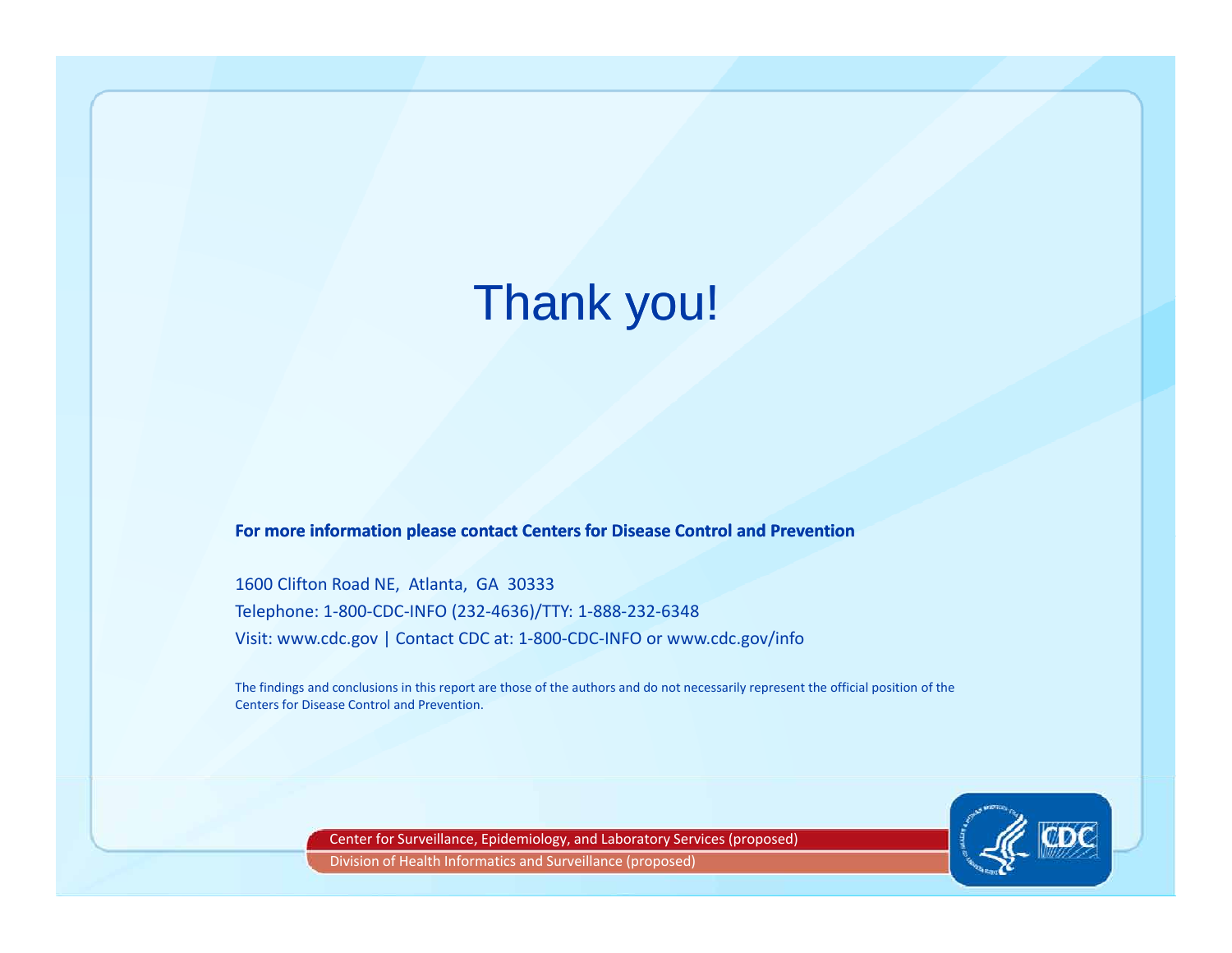# Thank you!

**For more information please contact Centers for Disease Control and Prevention**

1600 Clifton Road NE, Atlanta, GA 30333
Telephone: 1-800-CDC-INFO (232-4636)/TTY: 1-888-232-6348
Visit: www.cdc.gov | Contact CDC at: 1-800-CDC-INFO or www.cdc.gov/info

The findings and conclusions in this report are those of the authors and do not necessarily represent the official position of the Centers for Disease Control and Prevention.

Center for Surveillance, Epidemiology, and Laboratory Services (proposed)

Division of Health Informatics and Surveillance (proposed)